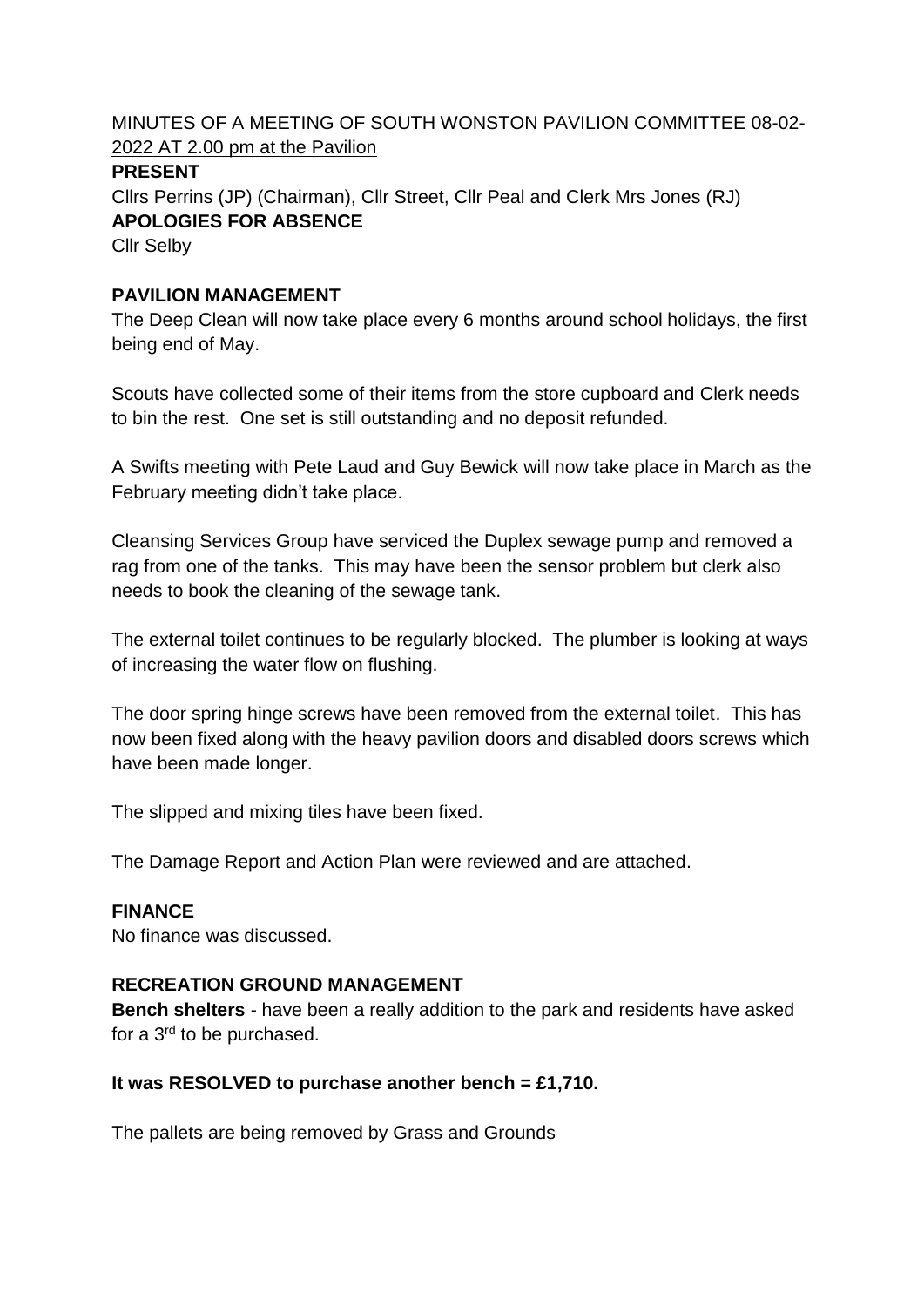MINUTES OF A MEETING OF SOUTH WONSTON PAVILION COMMITTEE 08-02-2022 AT 2.00 pm at the Pavilion

**PRESENT**

Cllrs Perrins (JP) (Chairman), Cllr Street, Cllr Peal and Clerk Mrs Jones (RJ)

**APOLOGIES FOR ABSENCE**

Cllr Selby

**PAVILION MANAGEMENT**

The Deep Clean will now take place every 6 months around school holidays, the first being end of May.

Scouts have collected some of their items from the store cupboard and Clerk needs to bin the rest. One set is still outstanding and no deposit refunded.

A Swifts meeting with Pete Laud and Guy Bewick will now take place in March as the February meeting didn't take place.

Cleansing Services Group have serviced the Duplex sewage pump and removed a rag from one of the tanks. This may have been the sensor problem but clerk also needs to book the cleaning of the sewage tank.

The external toilet continues to be regularly blocked. The plumber is looking at ways of increasing the water flow on flushing.

The door spring hinge screws have been removed from the external toilet. This has now been fixed along with the heavy pavilion doors and disabled doors screws which have been made longer.

The slipped and mixing tiles have been fixed.

The Damage Report and Action Plan were reviewed and are attached.

**FINANCE**

No finance was discussed.

**RECREATION GROUND MANAGEMENT**

**Bench shelters** - have been a really addition to the park and residents have asked for a 3rd to be purchased.

**It was RESOLVED to purchase another bench = £1,710.**

The pallets are being removed by Grass and Grounds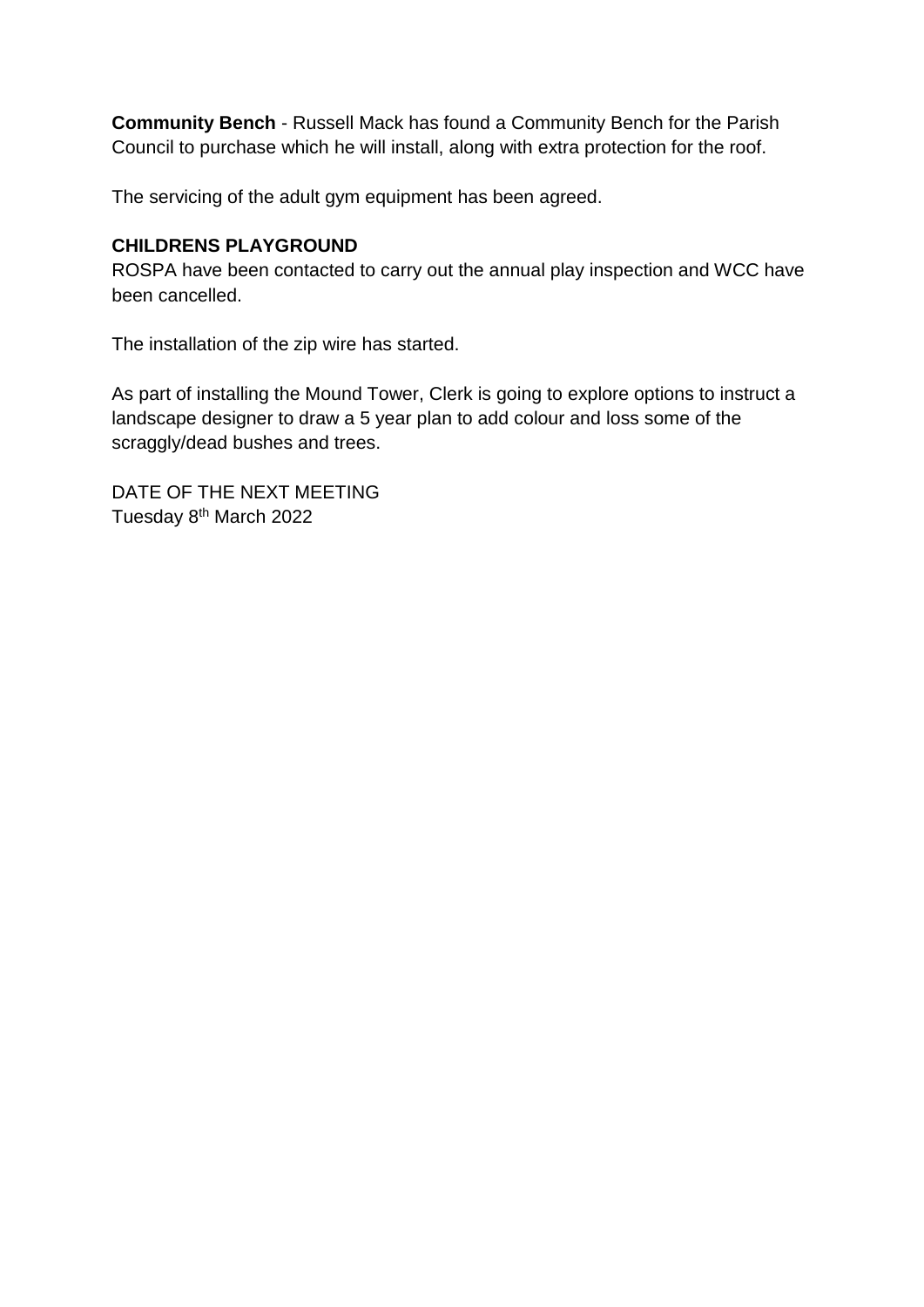**Community Bench** - Russell Mack has found a Community Bench for the Parish Council to purchase which he will install, along with extra protection for the roof.

The servicing of the adult gym equipment has been agreed.

**CHILDRENS PLAYGROUND**

ROSPA have been contacted to carry out the annual play inspection and WCC have been cancelled.

The installation of the zip wire has started.

As part of installing the Mound Tower, Clerk is going to explore options to instruct a landscape designer to draw a 5 year plan to add colour and loss some of the scraggly/dead bushes and trees.

DATE OF THE NEXT MEETING
Tuesday 8th March 2022